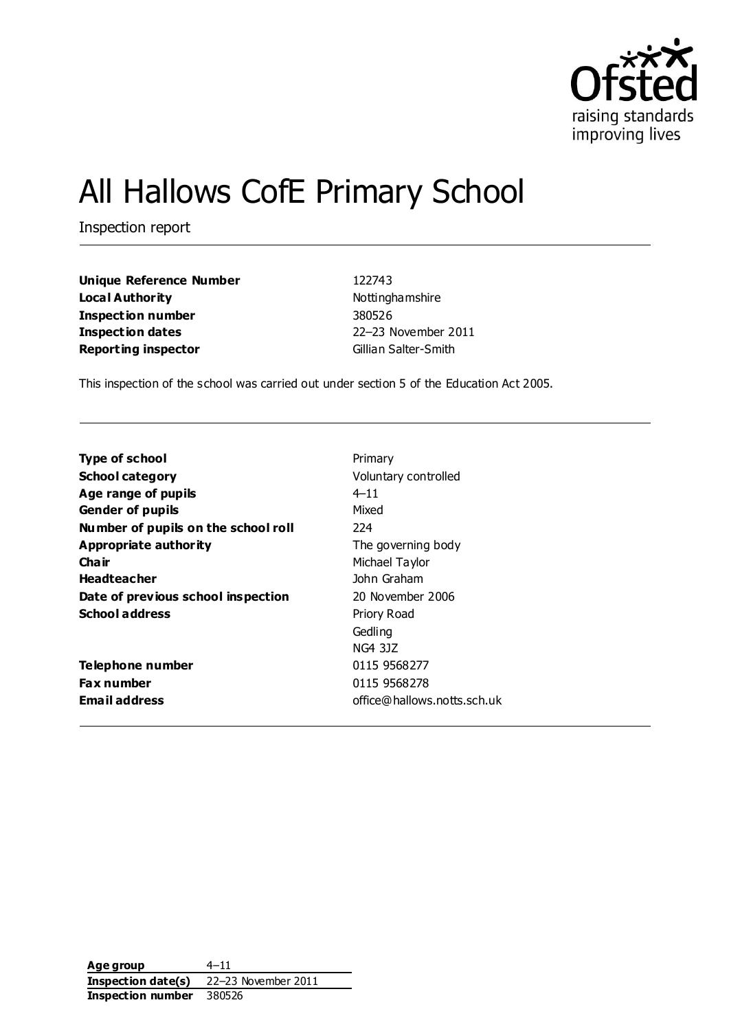Ofsted
raising standards
improving lives

# All Hallows CofE Primary School

Inspection report

| | |
|---|---|
| **Unique Reference Number** | 122743 |
| **Local Authority** | Nottinghamshire |
| **Inspection number** | 380526 |
| **Inspection dates** | 22–23 November 2011 |
| **Reporting inspector** | Gillian Salter-Smith |

This inspection of the school was carried out under section 5 of the Education Act 2005.

| | |
|---|---|
| **Type of school** | Primary |
| **School category** | Voluntary controlled |
| **Age range of pupils** | 4–11 |
| **Gender of pupils** | Mixed |
| **Number of pupils on the school roll** | 224 |
| **Appropriate authority** | The governing body |
| **Chair** | Michael Taylor |
| **Headteacher** | John Graham |
| **Date of previous school inspection** | 20 November 2006 |
| **School address** | Priory Road<br>Gedling<br>NG4 3JZ |
| **Telephone number** | 0115 9568277 |
| **Fax number** | 0115 9568278 |
| **Email address** | office@hallows.notts.sch.uk |

| | |
|---|---|
| **Age group** | 4–11 |
| **Inspection date(s)** | 22–23 November 2011 |
| **Inspection number** | 380526 |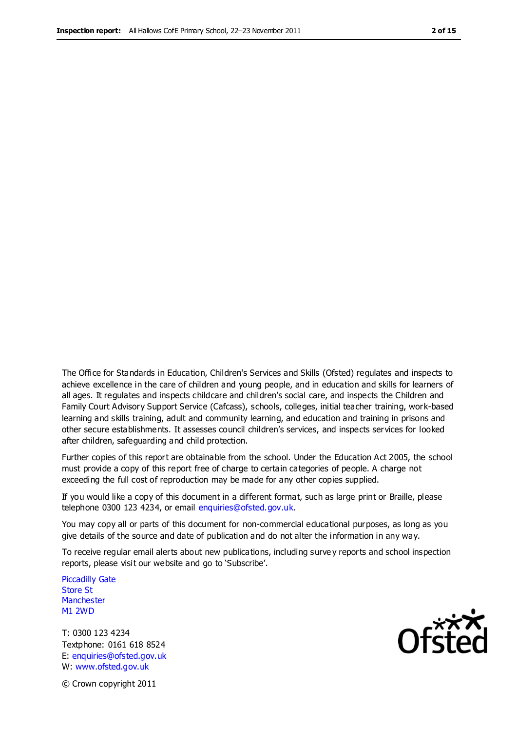The Office for Standards in Education, Children's Services and Skills (Ofsted) regulates and inspects to achieve excellence in the care of children and young people, and in education and skills for learners of all ages. It regulates and inspects childcare and children's social care, and inspects the Children and Family Court Advisory Support Service (Cafcass), schools, colleges, initial teacher training, work-based learning and skills training, adult and community learning, and education and training in prisons and other secure establishments. It assesses council children's services, and inspects services for looked after children, safeguarding and child protection.

Further copies of this report are obtainable from the school. Under the Education Act 2005, the school must provide a copy of this report free of charge to certain categories of people. A charge not exceeding the full cost of reproduction may be made for any other copies supplied.

If you would like a copy of this document in a different format, such as large print or Braille, please telephone 0300 123 4234, or email enquiries@ofsted.gov.uk.

You may copy all or parts of this document for non-commercial educational purposes, as long as you give details of the source and date of publication and do not alter the information in any way.

To receive regular email alerts about new publications, including survey reports and school inspection reports, please visit our website and go to 'Subscribe'.

Piccadilly Gate
Store St
Manchester
M1 2WD

T: 0300 123 4234
Textphone: 0161 618 8524
E: enquiries@ofsted.gov.uk
W: www.ofsted.gov.uk

© Crown copyright 2011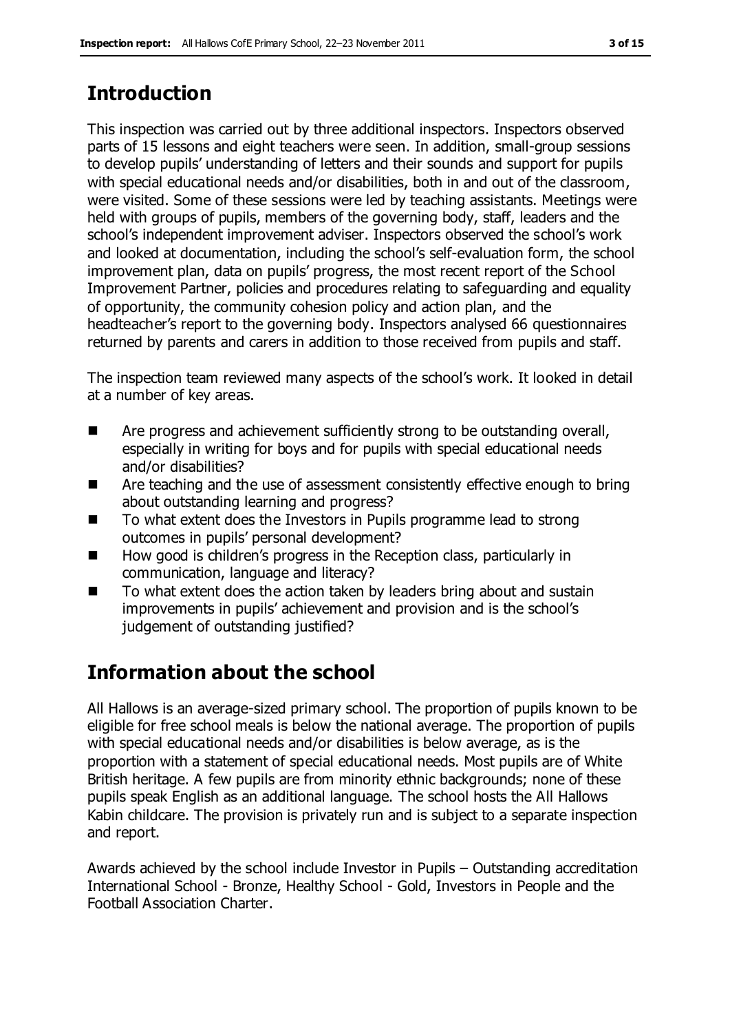## Introduction

This inspection was carried out by three additional inspectors. Inspectors observed parts of 15 lessons and eight teachers were seen. In addition, small-group sessions to develop pupils' understanding of letters and their sounds and support for pupils with special educational needs and/or disabilities, both in and out of the classroom, were visited. Some of these sessions were led by teaching assistants. Meetings were held with groups of pupils, members of the governing body, staff, leaders and the school's independent improvement adviser. Inspectors observed the school's work and looked at documentation, including the school's self-evaluation form, the school improvement plan, data on pupils' progress, the most recent report of the School Improvement Partner, policies and procedures relating to safeguarding and equality of opportunity, the community cohesion policy and action plan, and the headteacher's report to the governing body. Inspectors analysed 66 questionnaires returned by parents and carers in addition to those received from pupils and staff.

The inspection team reviewed many aspects of the school's work. It looked in detail at a number of key areas.

- Are progress and achievement sufficiently strong to be outstanding overall, especially in writing for boys and for pupils with special educational needs and/or disabilities?
- Are teaching and the use of assessment consistently effective enough to bring about outstanding learning and progress?
- To what extent does the Investors in Pupils programme lead to strong outcomes in pupils' personal development?
- How good is children's progress in the Reception class, particularly in communication, language and literacy?
- To what extent does the action taken by leaders bring about and sustain improvements in pupils' achievement and provision and is the school's judgement of outstanding justified?

## Information about the school

All Hallows is an average-sized primary school. The proportion of pupils known to be eligible for free school meals is below the national average. The proportion of pupils with special educational needs and/or disabilities is below average, as is the proportion with a statement of special educational needs. Most pupils are of White British heritage. A few pupils are from minority ethnic backgrounds; none of these pupils speak English as an additional language. The school hosts the All Hallows Kabin childcare. The provision is privately run and is subject to a separate inspection and report.

Awards achieved by the school include Investor in Pupils – Outstanding accreditation International School - Bronze, Healthy School - Gold, Investors in People and the Football Association Charter.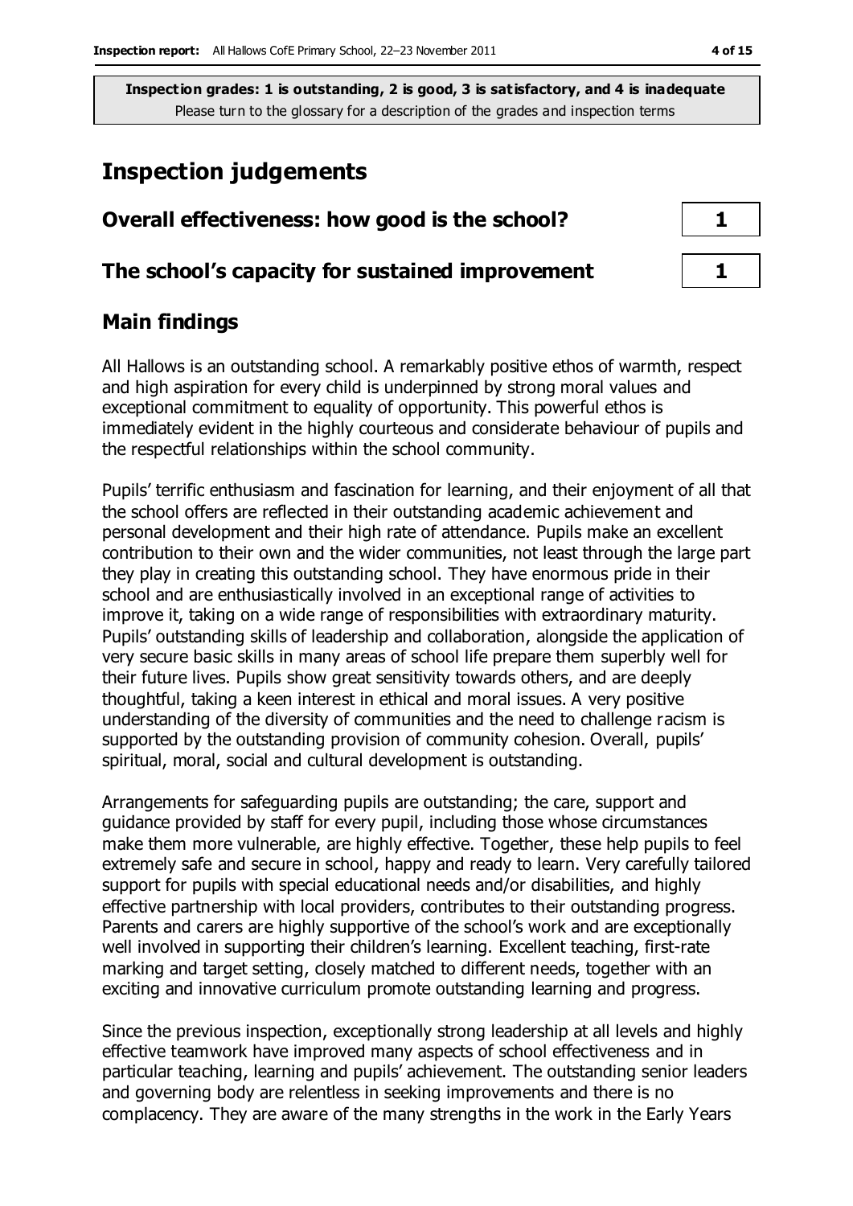**Inspection grades: 1 is outstanding, 2 is good, 3 is satisfactory, and 4 is inadequate**
Please turn to the glossary for a description of the grades and inspection terms

# Inspection judgements

| Overall effectiveness: how good is the school? | 1 |
| --- | --- |
| **The school's capacity for sustained improvement** | **1** |

## Main findings

All Hallows is an outstanding school. A remarkably positive ethos of warmth, respect and high aspiration for every child is underpinned by strong moral values and exceptional commitment to equality of opportunity. This powerful ethos is immediately evident in the highly courteous and considerate behaviour of pupils and the respectful relationships within the school community.

Pupils' terrific enthusiasm and fascination for learning, and their enjoyment of all that the school offers are reflected in their outstanding academic achievement and personal development and their high rate of attendance. Pupils make an excellent contribution to their own and the wider communities, not least through the large part they play in creating this outstanding school. They have enormous pride in their school and are enthusiastically involved in an exceptional range of activities to improve it, taking on a wide range of responsibilities with extraordinary maturity. Pupils' outstanding skills of leadership and collaboration, alongside the application of very secure basic skills in many areas of school life prepare them superbly well for their future lives. Pupils show great sensitivity towards others, and are deeply thoughtful, taking a keen interest in ethical and moral issues. A very positive understanding of the diversity of communities and the need to challenge racism is supported by the outstanding provision of community cohesion. Overall, pupils' spiritual, moral, social and cultural development is outstanding.

Arrangements for safeguarding pupils are outstanding; the care, support and guidance provided by staff for every pupil, including those whose circumstances make them more vulnerable, are highly effective. Together, these help pupils to feel extremely safe and secure in school, happy and ready to learn. Very carefully tailored support for pupils with special educational needs and/or disabilities, and highly effective partnership with local providers, contributes to their outstanding progress. Parents and carers are highly supportive of the school's work and are exceptionally well involved in supporting their children's learning. Excellent teaching, first-rate marking and target setting, closely matched to different needs, together with an exciting and innovative curriculum promote outstanding learning and progress.

Since the previous inspection, exceptionally strong leadership at all levels and highly effective teamwork have improved many aspects of school effectiveness and in particular teaching, learning and pupils' achievement. The outstanding senior leaders and governing body are relentless in seeking improvements and there is no complacency. They are aware of the many strengths in the work in the Early Years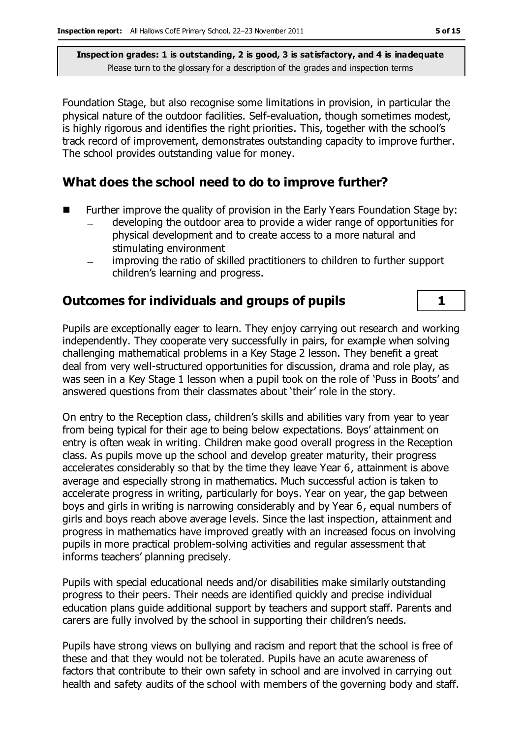Foundation Stage, but also recognise some limitations in provision, in particular the physical nature of the outdoor facilities. Self-evaluation, though sometimes modest, is highly rigorous and identifies the right priorities. This, together with the school's track record of improvement, demonstrates outstanding capacity to improve further. The school provides outstanding value for money.

## What does the school need to do to improve further?

- Further improve the quality of provision in the Early Years Foundation Stage by:
  - developing the outdoor area to provide a wider range of opportunities for physical development and to create access to a more natural and stimulating environment
  - improving the ratio of skilled practitioners to children to further support children's learning and progress.

## Outcomes for individuals and groups of pupils — 1

Pupils are exceptionally eager to learn. They enjoy carrying out research and working independently. They cooperate very successfully in pairs, for example when solving challenging mathematical problems in a Key Stage 2 lesson. They benefit a great deal from very well-structured opportunities for discussion, drama and role play, as was seen in a Key Stage 1 lesson when a pupil took on the role of 'Puss in Boots' and answered questions from their classmates about 'their' role in the story.

On entry to the Reception class, children's skills and abilities vary from year to year from being typical for their age to being below expectations. Boys' attainment on entry is often weak in writing. Children make good overall progress in the Reception class. As pupils move up the school and develop greater maturity, their progress accelerates considerably so that by the time they leave Year 6, attainment is above average and especially strong in mathematics. Much successful action is taken to accelerate progress in writing, particularly for boys. Year on year, the gap between boys and girls in writing is narrowing considerably and by Year 6, equal numbers of girls and boys reach above average levels. Since the last inspection, attainment and progress in mathematics have improved greatly with an increased focus on involving pupils in more practical problem-solving activities and regular assessment that informs teachers' planning precisely.

Pupils with special educational needs and/or disabilities make similarly outstanding progress to their peers. Their needs are identified quickly and precise individual education plans guide additional support by teachers and support staff. Parents and carers are fully involved by the school in supporting their children's needs.

Pupils have strong views on bullying and racism and report that the school is free of these and that they would not be tolerated. Pupils have an acute awareness of factors that contribute to their own safety in school and are involved in carrying out health and safety audits of the school with members of the governing body and staff.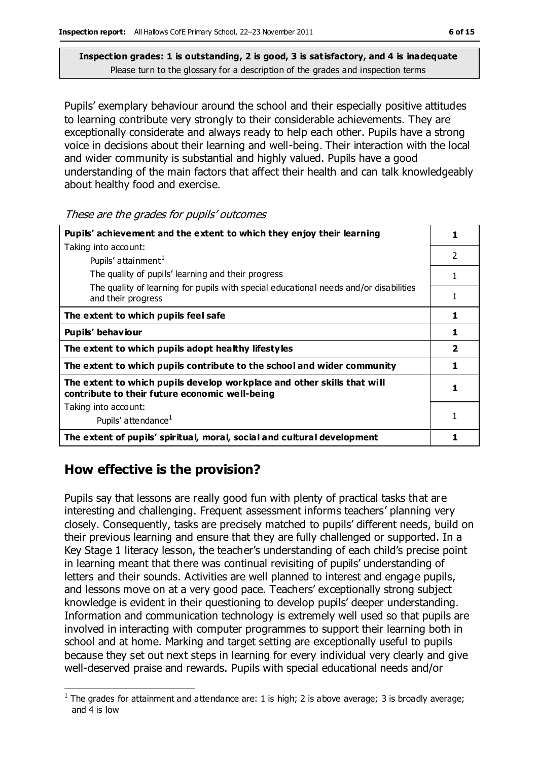**Inspection grades: 1 is outstanding, 2 is good, 3 is satisfactory, and 4 is inadequate**
Please turn to the glossary for a description of the grades and inspection terms

Pupils' exemplary behaviour around the school and their especially positive attitudes to learning contribute very strongly to their considerable achievements. They are exceptionally considerate and always ready to help each other. Pupils have a strong voice in decisions about their learning and well-being. Their interaction with the local and wider community is substantial and highly valued. Pupils have a good understanding of the main factors that affect their health and can talk knowledgeably about healthy food and exercise.

*These are the grades for pupils' outcomes*

| | |
|---|---|
| **Pupils' achievement and the extent to which they enjoy their learning** | **1** |
| Taking into account: Pupils' attainment[1] | 2 |
| The quality of pupils' learning and their progress | 1 |
| The quality of learning for pupils with special educational needs and/or disabilities and their progress | 1 |
| **The extent to which pupils feel safe** | **1** |
| **Pupils' behaviour** | **1** |
| **The extent to which pupils adopt healthy lifestyles** | **2** |
| **The extent to which pupils contribute to the school and wider community** | **1** |
| **The extent to which pupils develop workplace and other skills that will contribute to their future economic well-being** | **1** |
| Taking into account: Pupils' attendance[1] | 1 |
| **The extent of pupils' spiritual, moral, social and cultural development** | **1** |

## How effective is the provision?

Pupils say that lessons are really good fun with plenty of practical tasks that are interesting and challenging. Frequent assessment informs teachers' planning very closely. Consequently, tasks are precisely matched to pupils' different needs, build on their previous learning and ensure that they are fully challenged or supported. In a Key Stage 1 literacy lesson, the teacher's understanding of each child's precise point in learning meant that there was continual revisiting of pupils' understanding of letters and their sounds. Activities are well planned to interest and engage pupils, and lessons move on at a very good pace. Teachers' exceptionally strong subject knowledge is evident in their questioning to develop pupils' deeper understanding. Information and communication technology is extremely well used so that pupils are involved in interacting with computer programmes to support their learning both in school and at home. Marking and target setting are exceptionally useful to pupils because they set out next steps in learning for every individual very clearly and give well-deserved praise and rewards. Pupils with special educational needs and/or

[1] The grades for attainment and attendance are: 1 is high; 2 is above average; 3 is broadly average; and 4 is low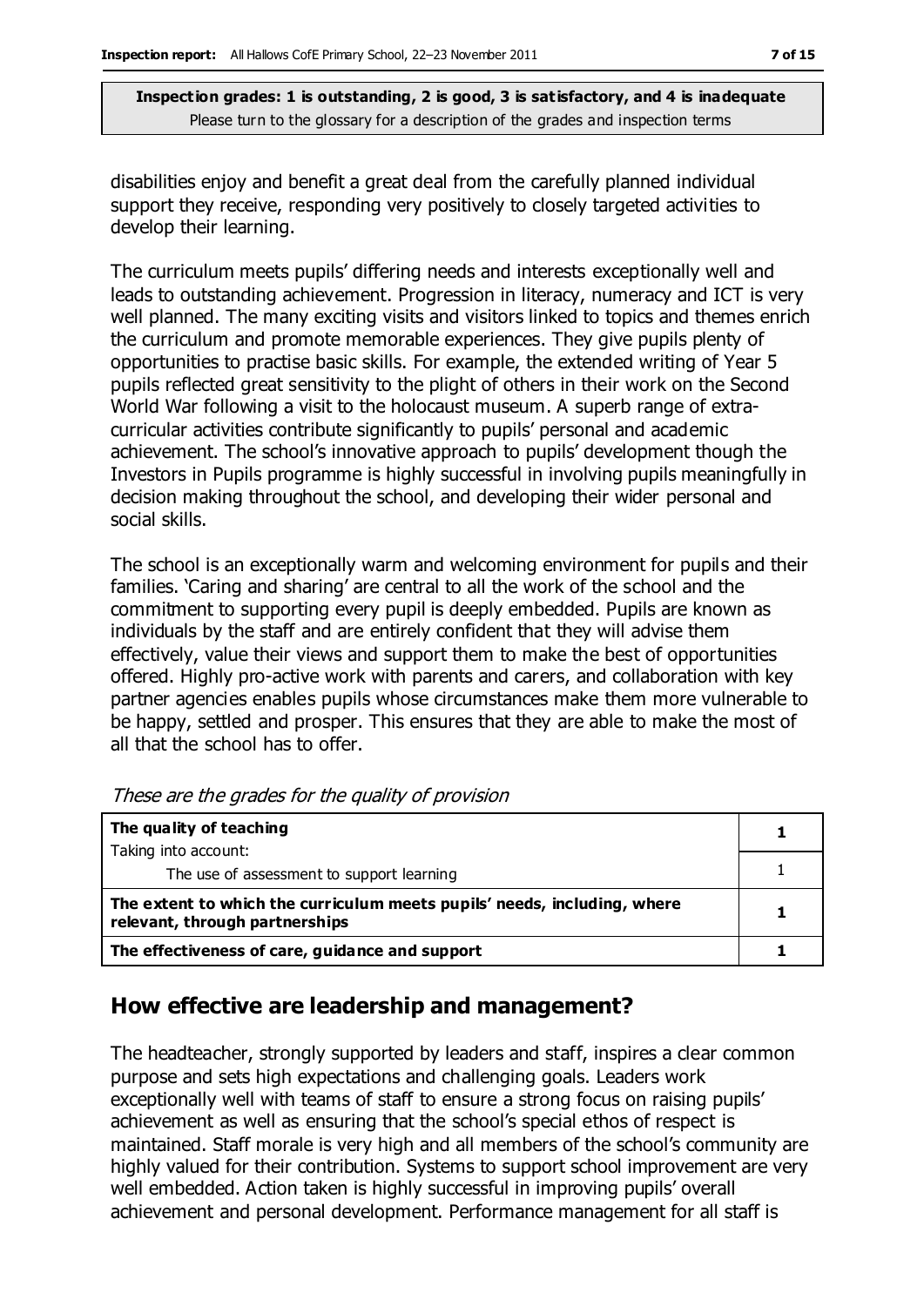disabilities enjoy and benefit a great deal from the carefully planned individual support they receive, responding very positively to closely targeted activities to develop their learning.

The curriculum meets pupils' differing needs and interests exceptionally well and leads to outstanding achievement. Progression in literacy, numeracy and ICT is very well planned. The many exciting visits and visitors linked to topics and themes enrich the curriculum and promote memorable experiences. They give pupils plenty of opportunities to practise basic skills. For example, the extended writing of Year 5 pupils reflected great sensitivity to the plight of others in their work on the Second World War following a visit to the holocaust museum. A superb range of extra-curricular activities contribute significantly to pupils' personal and academic achievement. The school's innovative approach to pupils' development though the Investors in Pupils programme is highly successful in involving pupils meaningfully in decision making throughout the school, and developing their wider personal and social skills.

The school is an exceptionally warm and welcoming environment for pupils and their families. 'Caring and sharing' are central to all the work of the school and the commitment to supporting every pupil is deeply embedded. Pupils are known as individuals by the staff and are entirely confident that they will advise them effectively, value their views and support them to make the best of opportunities offered. Highly pro-active work with parents and carers, and collaboration with key partner agencies enables pupils whose circumstances make them more vulnerable to be happy, settled and prosper. This ensures that they are able to make the most of all that the school has to offer.

*These are the grades for the quality of provision*

| | |
|---|---|
| **The quality of teaching**<br>Taking into account: | **1** |
| The use of assessment to support learning | 1 |
| **The extent to which the curriculum meets pupils' needs, including, where relevant, through partnerships** | **1** |
| **The effectiveness of care, guidance and support** | **1** |

## How effective are leadership and management?

The headteacher, strongly supported by leaders and staff, inspires a clear common purpose and sets high expectations and challenging goals. Leaders work exceptionally well with teams of staff to ensure a strong focus on raising pupils' achievement as well as ensuring that the school's special ethos of respect is maintained. Staff morale is very high and all members of the school's community are highly valued for their contribution. Systems to support school improvement are very well embedded. Action taken is highly successful in improving pupils' overall achievement and personal development. Performance management for all staff is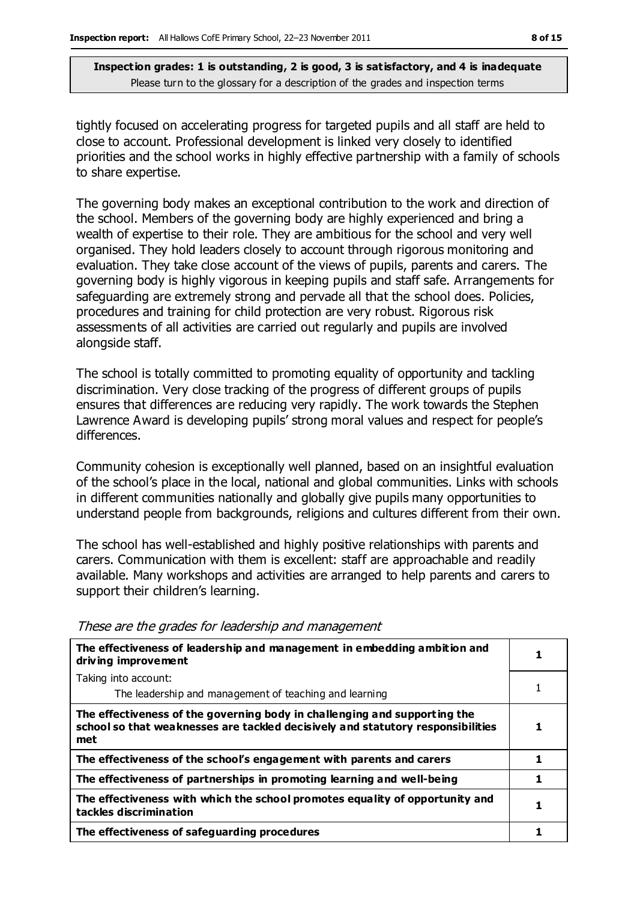**Inspection grades: 1 is outstanding, 2 is good, 3 is satisfactory, and 4 is inadequate**
Please turn to the glossary for a description of the grades and inspection terms

tightly focused on accelerating progress for targeted pupils and all staff are held to close to account. Professional development is linked very closely to identified priorities and the school works in highly effective partnership with a family of schools to share expertise.

The governing body makes an exceptional contribution to the work and direction of the school. Members of the governing body are highly experienced and bring a wealth of expertise to their role. They are ambitious for the school and very well organised. They hold leaders closely to account through rigorous monitoring and evaluation. They take close account of the views of pupils, parents and carers. The governing body is highly vigorous in keeping pupils and staff safe. Arrangements for safeguarding are extremely strong and pervade all that the school does. Policies, procedures and training for child protection are very robust. Rigorous risk assessments of all activities are carried out regularly and pupils are involved alongside staff.

The school is totally committed to promoting equality of opportunity and tackling discrimination. Very close tracking of the progress of different groups of pupils ensures that differences are reducing very rapidly. The work towards the Stephen Lawrence Award is developing pupils' strong moral values and respect for people's differences.

Community cohesion is exceptionally well planned, based on an insightful evaluation of the school's place in the local, national and global communities. Links with schools in different communities nationally and globally give pupils many opportunities to understand people from backgrounds, religions and cultures different from their own.

The school has well-established and highly positive relationships with parents and carers. Communication with them is excellent: staff are approachable and readily available. Many workshops and activities are arranged to help parents and carers to support their children's learning.

*These are the grades for leadership and management*

| | |
|---|---|
| **The effectiveness of leadership and management in embedding ambition and driving improvement** | **1** |
| Taking into account: The leadership and management of teaching and learning | 1 |
| **The effectiveness of the governing body in challenging and supporting the school so that weaknesses are tackled decisively and statutory responsibilities met** | **1** |
| **The effectiveness of the school's engagement with parents and carers** | **1** |
| **The effectiveness of partnerships in promoting learning and well-being** | **1** |
| **The effectiveness with which the school promotes equality of opportunity and tackles discrimination** | **1** |
| **The effectiveness of safeguarding procedures** | **1** |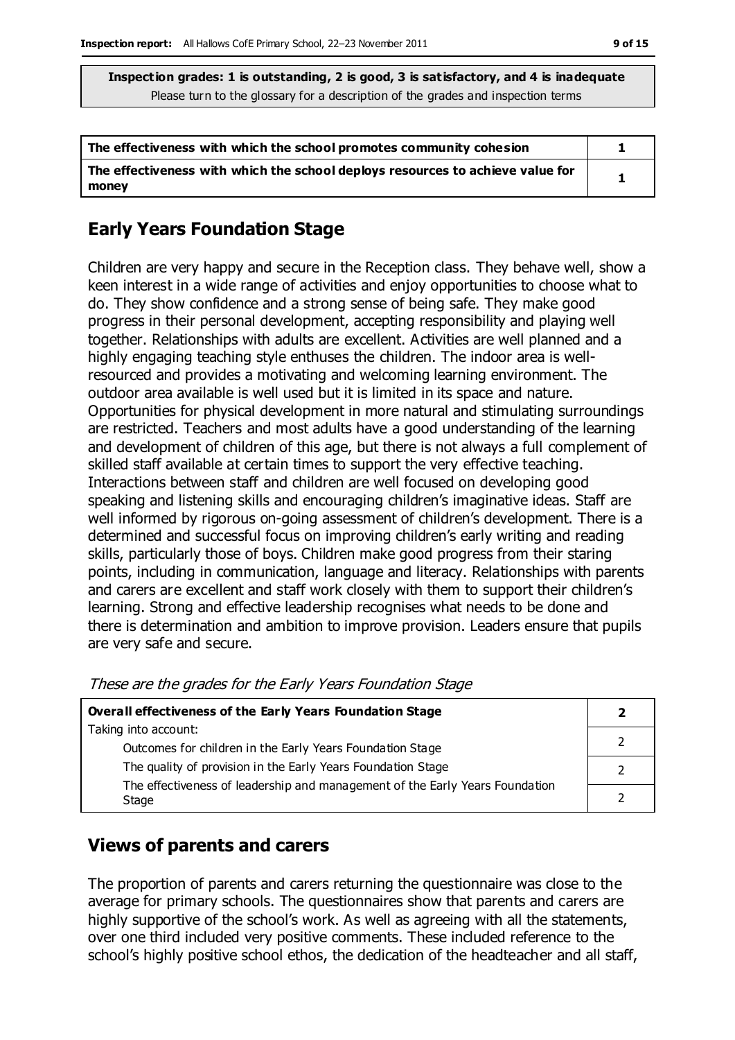**Inspection grades: 1 is outstanding, 2 is good, 3 is satisfactory, and 4 is inadequate**
Please turn to the glossary for a description of the grades and inspection terms

| | |
|---|---|
| **The effectiveness with which the school promotes community cohesion** | **1** |
| **The effectiveness with which the school deploys resources to achieve value for money** | **1** |

## Early Years Foundation Stage

Children are very happy and secure in the Reception class. They behave well, show a keen interest in a wide range of activities and enjoy opportunities to choose what to do. They show confidence and a strong sense of being safe. They make good progress in their personal development, accepting responsibility and playing well together. Relationships with adults are excellent. Activities are well planned and a highly engaging teaching style enthuses the children. The indoor area is well-resourced and provides a motivating and welcoming learning environment. The outdoor area available is well used but it is limited in its space and nature. Opportunities for physical development in more natural and stimulating surroundings are restricted. Teachers and most adults have a good understanding of the learning and development of children of this age, but there is not always a full complement of skilled staff available at certain times to support the very effective teaching. Interactions between staff and children are well focused on developing good speaking and listening skills and encouraging children's imaginative ideas. Staff are well informed by rigorous on-going assessment of children's development. There is a determined and successful focus on improving children's early writing and reading skills, particularly those of boys. Children make good progress from their staring points, including in communication, language and literacy. Relationships with parents and carers are excellent and staff work closely with them to support their children's learning. Strong and effective leadership recognises what needs to be done and there is determination and ambition to improve provision. Leaders ensure that pupils are very safe and secure.

*These are the grades for the Early Years Foundation Stage*

| | |
|---|---|
| **Overall effectiveness of the Early Years Foundation Stage** | **2** |
| Taking into account: Outcomes for children in the Early Years Foundation Stage | 2 |
| The quality of provision in the Early Years Foundation Stage | 2 |
| The effectiveness of leadership and management of the Early Years Foundation Stage | 2 |

## Views of parents and carers

The proportion of parents and carers returning the questionnaire was close to the average for primary schools. The questionnaires show that parents and carers are highly supportive of the school's work. As well as agreeing with all the statements, over one third included very positive comments. These included reference to the school's highly positive school ethos, the dedication of the headteacher and all staff,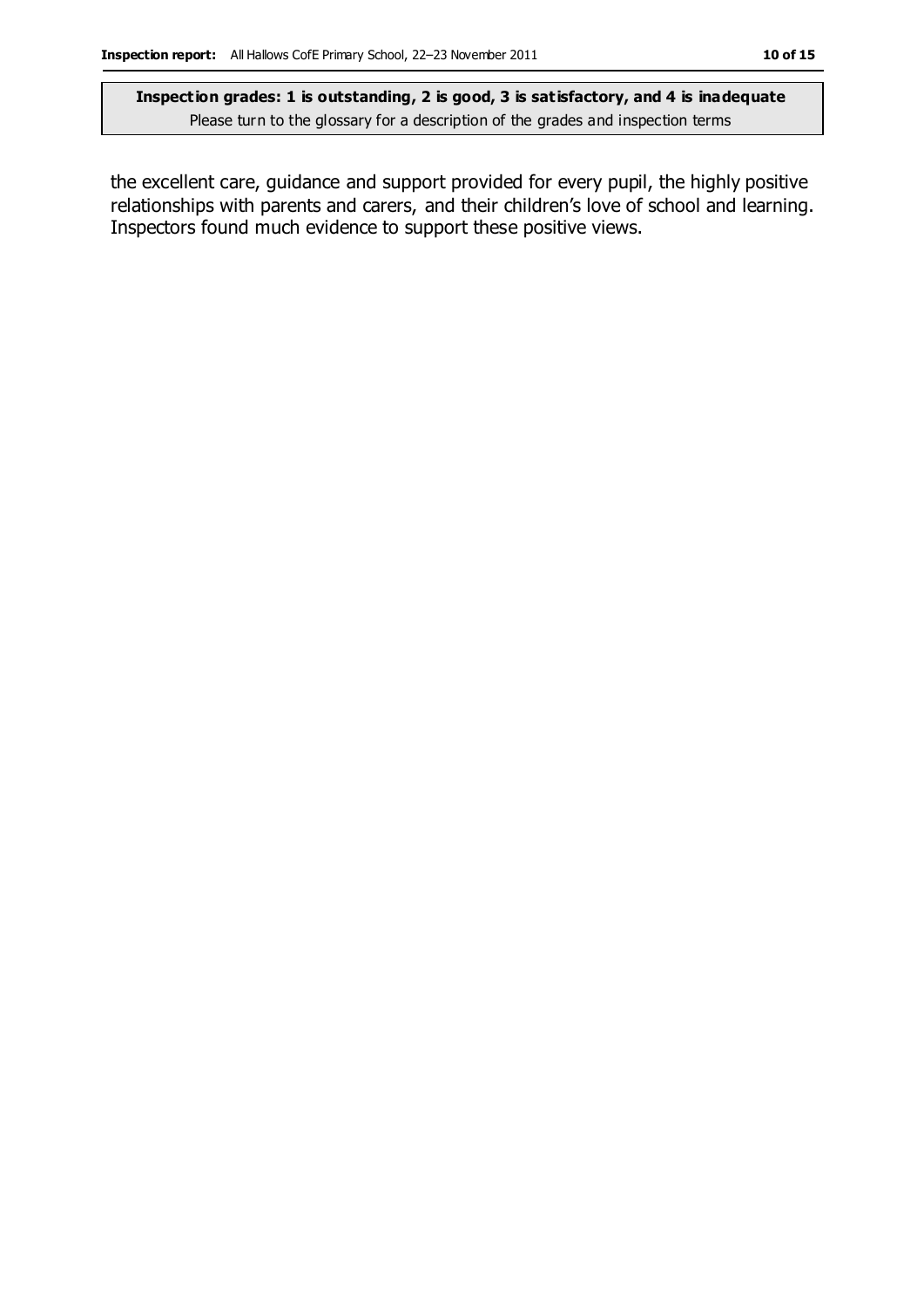the excellent care, guidance and support provided for every pupil, the highly positive relationships with parents and carers, and their children's love of school and learning. Inspectors found much evidence to support these positive views.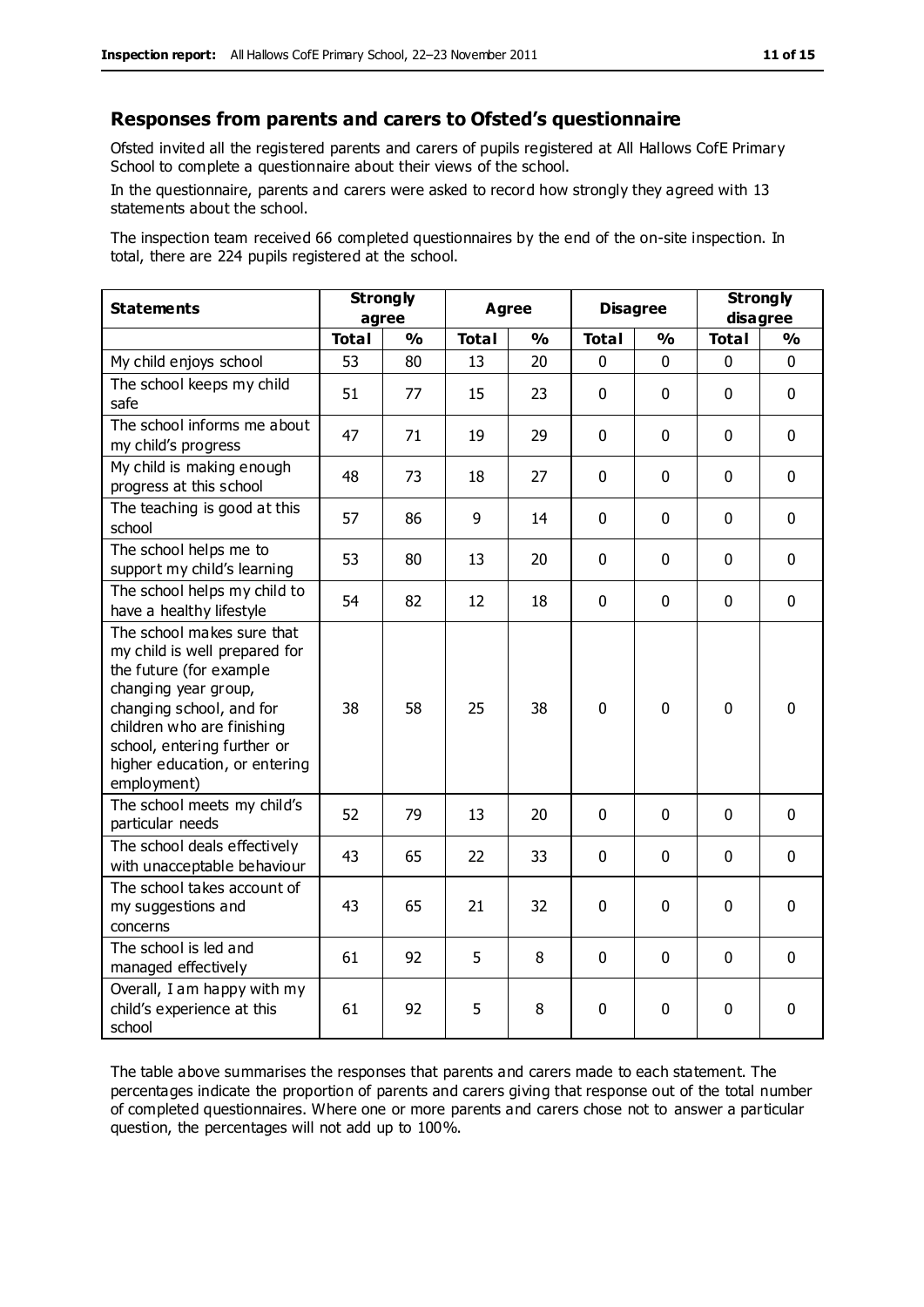## Responses from parents and carers to Ofsted's questionnaire

Ofsted invited all the registered parents and carers of pupils registered at All Hallows CofE Primary School to complete a questionnaire about their views of the school.

In the questionnaire, parents and carers were asked to record how strongly they agreed with 13 statements about the school.

The inspection team received 66 completed questionnaires by the end of the on-site inspection. In total, there are 224 pupils registered at the school.

| Statements | Strongly agree | | Agree | | Disagree | | Strongly disagree | |
|---|---|---|---|---|---|---|---|---|
| | Total | % | Total | % | Total | % | Total | % |
| My child enjoys school | 53 | 80 | 13 | 20 | 0 | 0 | 0 | 0 |
| The school keeps my child safe | 51 | 77 | 15 | 23 | 0 | 0 | 0 | 0 |
| The school informs me about my child's progress | 47 | 71 | 19 | 29 | 0 | 0 | 0 | 0 |
| My child is making enough progress at this school | 48 | 73 | 18 | 27 | 0 | 0 | 0 | 0 |
| The teaching is good at this school | 57 | 86 | 9 | 14 | 0 | 0 | 0 | 0 |
| The school helps me to support my child's learning | 53 | 80 | 13 | 20 | 0 | 0 | 0 | 0 |
| The school helps my child to have a healthy lifestyle | 54 | 82 | 12 | 18 | 0 | 0 | 0 | 0 |
| The school makes sure that my child is well prepared for the future (for example changing year group, changing school, and for children who are finishing school, entering further or higher education, or entering employment) | 38 | 58 | 25 | 38 | 0 | 0 | 0 | 0 |
| The school meets my child's particular needs | 52 | 79 | 13 | 20 | 0 | 0 | 0 | 0 |
| The school deals effectively with unacceptable behaviour | 43 | 65 | 22 | 33 | 0 | 0 | 0 | 0 |
| The school takes account of my suggestions and concerns | 43 | 65 | 21 | 32 | 0 | 0 | 0 | 0 |
| The school is led and managed effectively | 61 | 92 | 5 | 8 | 0 | 0 | 0 | 0 |
| Overall, I am happy with my child's experience at this school | 61 | 92 | 5 | 8 | 0 | 0 | 0 | 0 |

The table above summarises the responses that parents and carers made to each statement. The percentages indicate the proportion of parents and carers giving that response out of the total number of completed questionnaires. Where one or more parents and carers chose not to answer a particular question, the percentages will not add up to 100%.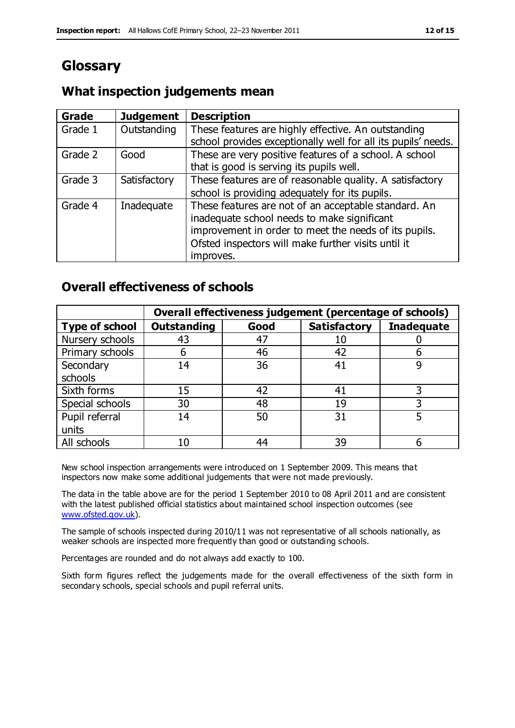# Glossary

## What inspection judgements mean

| Grade | Judgement | Description |
|---|---|---|
| Grade 1 | Outstanding | These features are highly effective. An outstanding school provides exceptionally well for all its pupils' needs. |
| Grade 2 | Good | These are very positive features of a school. A school that is good is serving its pupils well. |
| Grade 3 | Satisfactory | These features are of reasonable quality. A satisfactory school is providing adequately for its pupils. |
| Grade 4 | Inadequate | These features are not of an acceptable standard. An inadequate school needs to make significant improvement in order to meet the needs of its pupils. Ofsted inspectors will make further visits until it improves. |

## Overall effectiveness of schools

| | Overall effectiveness judgement (percentage of schools) | | | |
|---|---|---|---|---|
| **Type of school** | **Outstanding** | **Good** | **Satisfactory** | **Inadequate** |
| Nursery schools | 43 | 47 | 10 | 0 |
| Primary schools | 6 | 46 | 42 | 6 |
| Secondary schools | 14 | 36 | 41 | 9 |
| Sixth forms | 15 | 42 | 41 | 3 |
| Special schools | 30 | 48 | 19 | 3 |
| Pupil referral units | 14 | 50 | 31 | 5 |
| All schools | 10 | 44 | 39 | 6 |

New school inspection arrangements were introduced on 1 September 2009. This means that inspectors now make some additional judgements that were not made previously.

The data in the table above are for the period 1 September 2010 to 08 April 2011 and are consistent with the latest published official statistics about maintained school inspection outcomes (see www.ofsted.gov.uk).

The sample of schools inspected during 2010/11 was not representative of all schools nationally, as weaker schools are inspected more frequently than good or outstanding schools.

Percentages are rounded and do not always add exactly to 100.

Sixth form figures reflect the judgements made for the overall effectiveness of the sixth form in secondary schools, special schools and pupil referral units.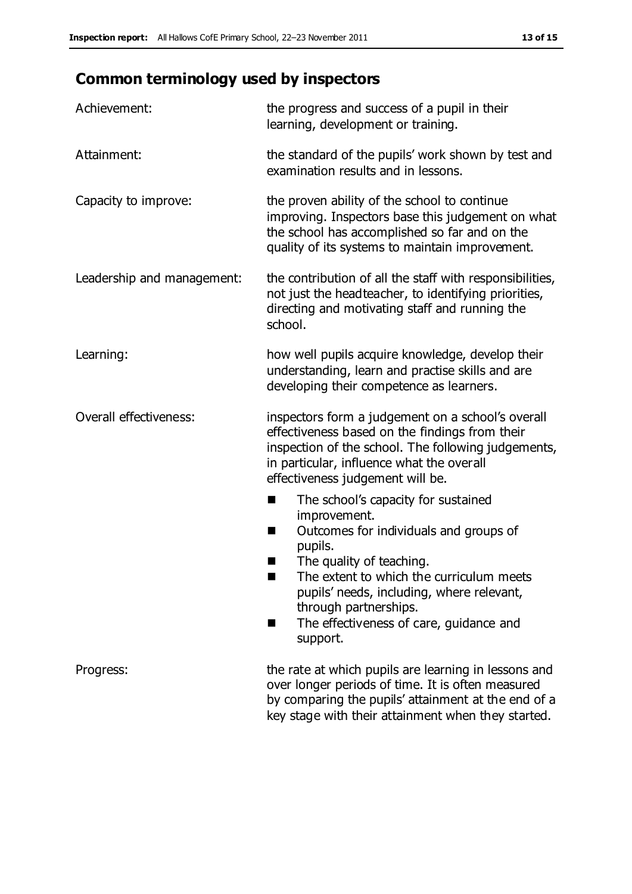## Common terminology used by inspectors

| | |
|---|---|
| Achievement: | the progress and success of a pupil in their learning, development or training. |
| Attainment: | the standard of the pupils' work shown by test and examination results and in lessons. |
| Capacity to improve: | the proven ability of the school to continue improving. Inspectors base this judgement on what the school has accomplished so far and on the quality of its systems to maintain improvement. |
| Leadership and management: | the contribution of all the staff with responsibilities, not just the headteacher, to identifying priorities, directing and motivating staff and running the school. |
| Learning: | how well pupils acquire knowledge, develop their understanding, learn and practise skills and are developing their competence as learners. |
| Overall effectiveness: | inspectors form a judgement on a school's overall effectiveness based on the findings from their inspection of the school. The following judgements, in particular, influence what the overall effectiveness judgement will be. ■ The school's capacity for sustained improvement. ■ Outcomes for individuals and groups of pupils. ■ The quality of teaching. ■ The extent to which the curriculum meets pupils' needs, including, where relevant, through partnerships. ■ The effectiveness of care, guidance and support. |
| Progress: | the rate at which pupils are learning in lessons and over longer periods of time. It is often measured by comparing the pupils' attainment at the end of a key stage with their attainment when they started. |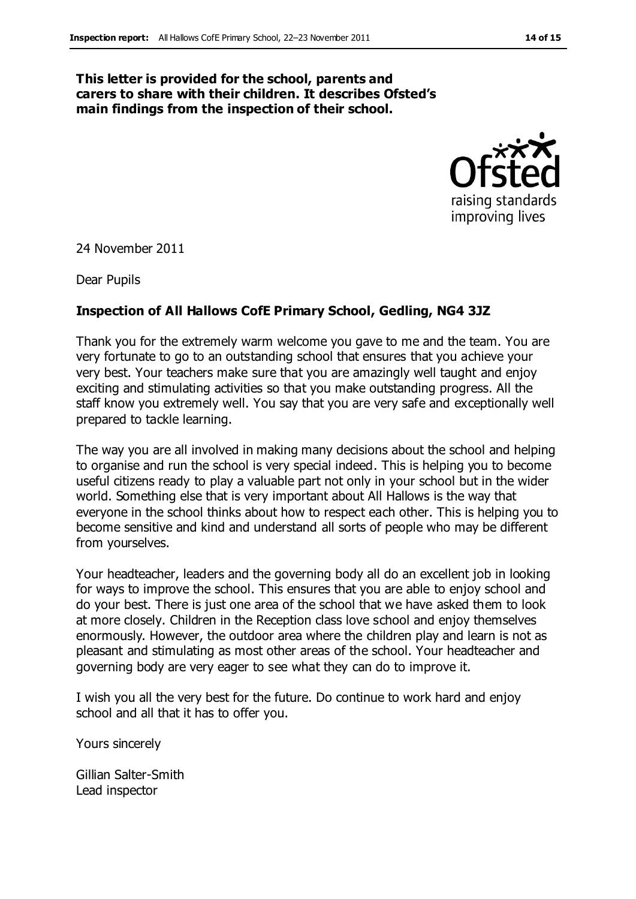**This letter is provided for the school, parents and carers to share with their children. It describes Ofsted's main findings from the inspection of their school.**

24 November 2011

Dear Pupils

**Inspection of All Hallows CofE Primary School, Gedling, NG4 3JZ**

Thank you for the extremely warm welcome you gave to me and the team. You are very fortunate to go to an outstanding school that ensures that you achieve your very best. Your teachers make sure that you are amazingly well taught and enjoy exciting and stimulating activities so that you make outstanding progress. All the staff know you extremely well. You say that you are very safe and exceptionally well prepared to tackle learning.

The way you are all involved in making many decisions about the school and helping to organise and run the school is very special indeed. This is helping you to become useful citizens ready to play a valuable part not only in your school but in the wider world. Something else that is very important about All Hallows is the way that everyone in the school thinks about how to respect each other. This is helping you to become sensitive and kind and understand all sorts of people who may be different from yourselves.

Your headteacher, leaders and the governing body all do an excellent job in looking for ways to improve the school. This ensures that you are able to enjoy school and do your best. There is just one area of the school that we have asked them to look at more closely. Children in the Reception class love school and enjoy themselves enormously. However, the outdoor area where the children play and learn is not as pleasant and stimulating as most other areas of the school. Your headteacher and governing body are very eager to see what they can do to improve it.

I wish you all the very best for the future. Do continue to work hard and enjoy school and all that it has to offer you.

Yours sincerely

Gillian Salter-Smith
Lead inspector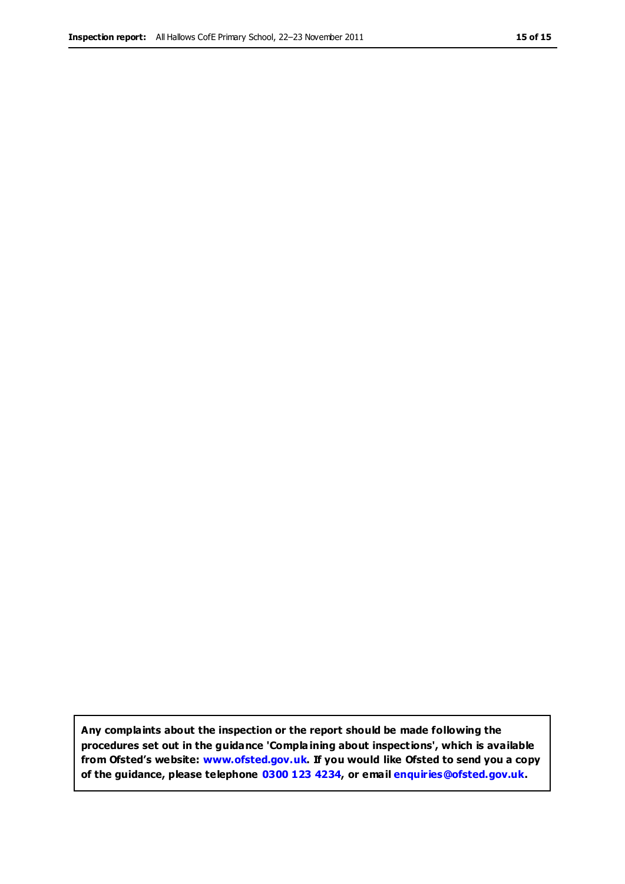**Any complaints about the inspection or the report should be made following the procedures set out in the guidance 'Complaining about inspections', which is available from Ofsted's website: www.ofsted.gov.uk. If you would like Ofsted to send you a copy of the guidance, please telephone 0300 123 4234, or email enquiries@ofsted.gov.uk.**